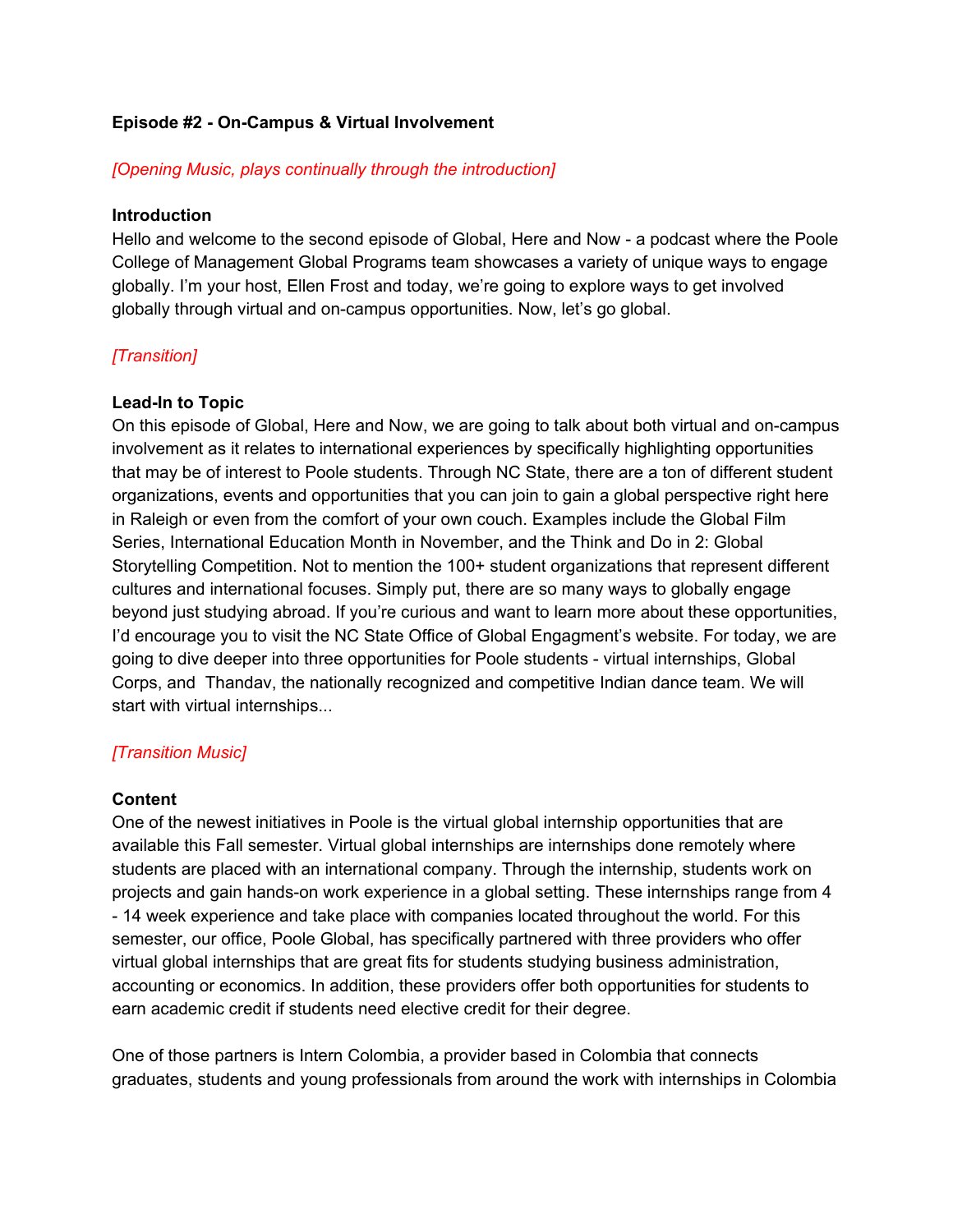**Episode #2 - On-Campus & Virtual Involvement**

*[Opening Music, plays continually through the introduction]*

**Introduction**

Hello and welcome to the second episode of Global, Here and Now - a podcast where the Poole College of Management Global Programs team showcases a variety of unique ways to engage globally. I'm your host, Ellen Frost and today, we're going to explore ways to get involved globally through virtual and on-campus opportunities. Now, let's go global.

*[Transition]*

**Lead-In to Topic**

On this episode of Global, Here and Now, we are going to talk about both virtual and on-campus involvement as it relates to international experiences by specifically highlighting opportunities that may be of interest to Poole students. Through NC State, there are a ton of different student organizations, events and opportunities that you can join to gain a global perspective right here in Raleigh or even from the comfort of your own couch. Examples include the Global Film Series, International Education Month in November, and the Think and Do in 2: Global Storytelling Competition. Not to mention the 100+ student organizations that represent different cultures and international focuses. Simply put, there are so many ways to globally engage beyond just studying abroad. If you're curious and want to learn more about these opportunities, I'd encourage you to visit the NC State Office of Global Engagment's website. For today, we are going to dive deeper into three opportunities for Poole students - virtual internships, Global Corps, and Thandav, the nationally recognized and competitive Indian dance team. We will start with virtual internships...

*[Transition Music]*

**Content**

One of the newest initiatives in Poole is the virtual global internship opportunities that are available this Fall semester. Virtual global internships are internships done remotely where students are placed with an international company. Through the internship, students work on projects and gain hands-on work experience in a global setting. These internships range from 4 - 14 week experience and take place with companies located throughout the world. For this semester, our office, Poole Global, has specifically partnered with three providers who offer virtual global internships that are great fits for students studying business administration, accounting or economics. In addition, these providers offer both opportunities for students to earn academic credit if students need elective credit for their degree.

One of those partners is Intern Colombia, a provider based in Colombia that connects graduates, students and young professionals from around the work with internships in Colombia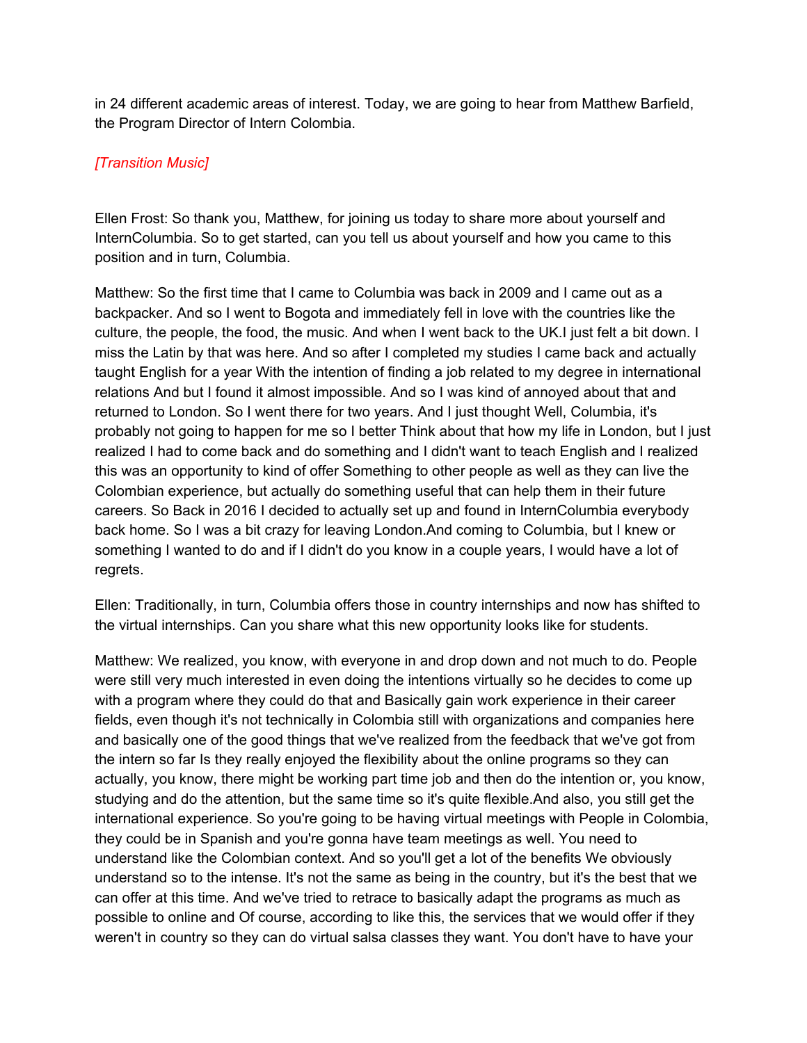in 24 different academic areas of interest. Today, we are going to hear from Matthew Barfield, the Program Director of Intern Colombia.

*[Transition Music]*

Ellen Frost: So thank you, Matthew, for joining us today to share more about yourself and InternColumbia. So to get started, can you tell us about yourself and how you came to this position and in turn, Columbia.

Matthew: So the first time that I came to Columbia was back in 2009 and I came out as a backpacker. And so I went to Bogota and immediately fell in love with the countries like the culture, the people, the food, the music. And when I went back to the UK.I just felt a bit down. I miss the Latin by that was here. And so after I completed my studies I came back and actually taught English for a year With the intention of finding a job related to my degree in international relations And but I found it almost impossible. And so I was kind of annoyed about that and returned to London. So I went there for two years. And I just thought Well, Columbia, it's probably not going to happen for me so I better Think about that how my life in London, but I just realized I had to come back and do something and I didn't want to teach English and I realized this was an opportunity to kind of offer Something to other people as well as they can live the Colombian experience, but actually do something useful that can help them in their future careers. So Back in 2016 I decided to actually set up and found in InternColumbia everybody back home. So I was a bit crazy for leaving London.And coming to Columbia, but I knew or something I wanted to do and if I didn't do you know in a couple years, I would have a lot of regrets.

Ellen: Traditionally, in turn, Columbia offers those in country internships and now has shifted to the virtual internships. Can you share what this new opportunity looks like for students.

Matthew: We realized, you know, with everyone in and drop down and not much to do. People were still very much interested in even doing the intentions virtually so he decides to come up with a program where they could do that and Basically gain work experience in their career fields, even though it's not technically in Colombia still with organizations and companies here and basically one of the good things that we've realized from the feedback that we've got from the intern so far Is they really enjoyed the flexibility about the online programs so they can actually, you know, there might be working part time job and then do the intention or, you know, studying and do the attention, but the same time so it's quite flexible.And also, you still get the international experience. So you're going to be having virtual meetings with People in Colombia, they could be in Spanish and you're gonna have team meetings as well. You need to understand like the Colombian context. And so you'll get a lot of the benefits We obviously understand so to the intense. It's not the same as being in the country, but it's the best that we can offer at this time. And we've tried to retrace to basically adapt the programs as much as possible to online and Of course, according to like this, the services that we would offer if they weren't in country so they can do virtual salsa classes they want. You don't have to have your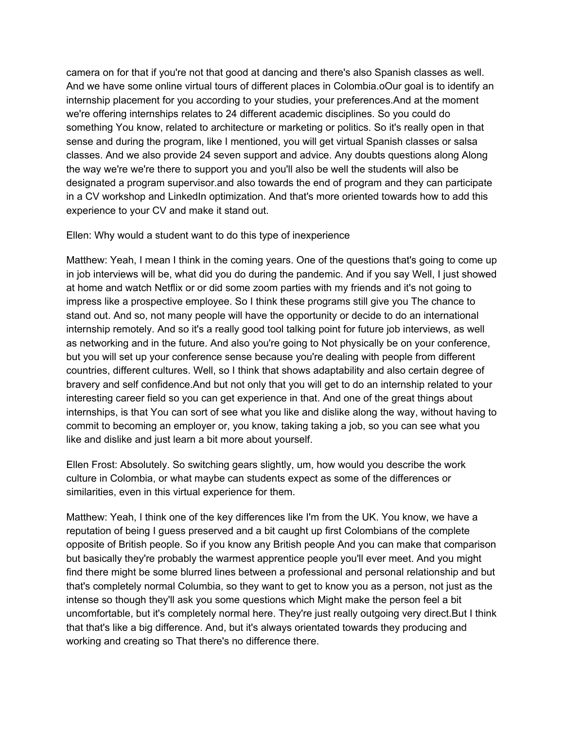camera on for that if you're not that good at dancing and there's also Spanish classes as well. And we have some online virtual tours of different places in Colombia.oOur goal is to identify an internship placement for you according to your studies, your preferences.And at the moment we're offering internships relates to 24 different academic disciplines. So you could do something You know, related to architecture or marketing or politics. So it's really open in that sense and during the program, like I mentioned, you will get virtual Spanish classes or salsa classes. And we also provide 24 seven support and advice. Any doubts questions along Along the way we're we're there to support you and you'll also be well the students will also be designated a program supervisor.and also towards the end of program and they can participate in a CV workshop and LinkedIn optimization. And that's more oriented towards how to add this experience to your CV and make it stand out.

Ellen: Why would a student want to do this type of inexperience

Matthew: Yeah, I mean I think in the coming years. One of the questions that's going to come up in job interviews will be, what did you do during the pandemic. And if you say Well, I just showed at home and watch Netflix or or did some zoom parties with my friends and it's not going to impress like a prospective employee. So I think these programs still give you The chance to stand out. And so, not many people will have the opportunity or decide to do an international internship remotely. And so it's a really good tool talking point for future job interviews, as well as networking and in the future. And also you're going to Not physically be on your conference, but you will set up your conference sense because you're dealing with people from different countries, different cultures. Well, so I think that shows adaptability and also certain degree of bravery and self confidence.And but not only that you will get to do an internship related to your interesting career field so you can get experience in that. And one of the great things about internships, is that You can sort of see what you like and dislike along the way, without having to commit to becoming an employer or, you know, taking taking a job, so you can see what you like and dislike and just learn a bit more about yourself.

Ellen Frost: Absolutely. So switching gears slightly, um, how would you describe the work culture in Colombia, or what maybe can students expect as some of the differences or similarities, even in this virtual experience for them.

Matthew: Yeah, I think one of the key differences like I'm from the UK. You know, we have a reputation of being I guess preserved and a bit caught up first Colombians of the complete opposite of British people. So if you know any British people And you can make that comparison but basically they're probably the warmest apprentice people you'll ever meet. And you might find there might be some blurred lines between a professional and personal relationship and but that's completely normal Columbia, so they want to get to know you as a person, not just as the intense so though they'll ask you some questions which Might make the person feel a bit uncomfortable, but it's completely normal here. They're just really outgoing very direct.But I think that that's like a big difference. And, but it's always orientated towards they producing and working and creating so That there's no difference there.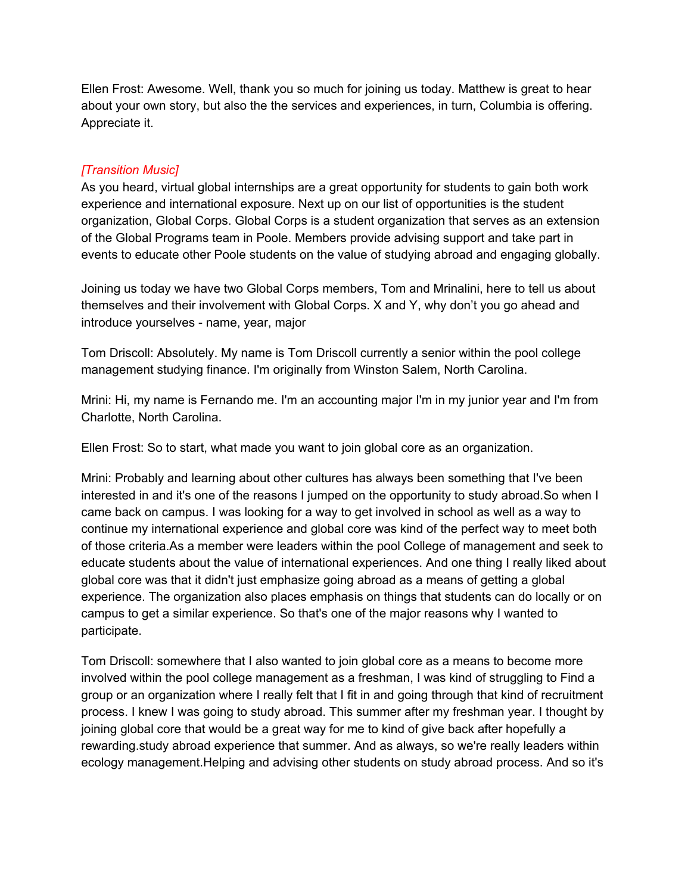Ellen Frost: Awesome. Well, thank you so much for joining us today. Matthew is great to hear about your own story, but also the the services and experiences, in turn, Columbia is offering. Appreciate it.

*[Transition Music]*

As you heard, virtual global internships are a great opportunity for students to gain both work experience and international exposure. Next up on our list of opportunities is the student organization, Global Corps. Global Corps is a student organization that serves as an extension of the Global Programs team in Poole. Members provide advising support and take part in events to educate other Poole students on the value of studying abroad and engaging globally.

Joining us today we have two Global Corps members, Tom and Mrinalini, here to tell us about themselves and their involvement with Global Corps. X and Y, why don't you go ahead and introduce yourselves - name, year, major

Tom Driscoll: Absolutely. My name is Tom Driscoll currently a senior within the pool college management studying finance. I'm originally from Winston Salem, North Carolina.

Mrini: Hi, my name is Fernando me. I'm an accounting major I'm in my junior year and I'm from Charlotte, North Carolina.

Ellen Frost: So to start, what made you want to join global core as an organization.

Mrini: Probably and learning about other cultures has always been something that I've been interested in and it's one of the reasons I jumped on the opportunity to study abroad.So when I came back on campus. I was looking for a way to get involved in school as well as a way to continue my international experience and global core was kind of the perfect way to meet both of those criteria.As a member were leaders within the pool College of management and seek to educate students about the value of international experiences. And one thing I really liked about global core was that it didn't just emphasize going abroad as a means of getting a global experience. The organization also places emphasis on things that students can do locally or on campus to get a similar experience. So that's one of the major reasons why I wanted to participate.

Tom Driscoll: somewhere that I also wanted to join global core as a means to become more involved within the pool college management as a freshman, I was kind of struggling to Find a group or an organization where I really felt that I fit in and going through that kind of recruitment process. I knew I was going to study abroad. This summer after my freshman year. I thought by joining global core that would be a great way for me to kind of give back after hopefully a rewarding.study abroad experience that summer. And as always, so we're really leaders within ecology management.Helping and advising other students on study abroad process. And so it's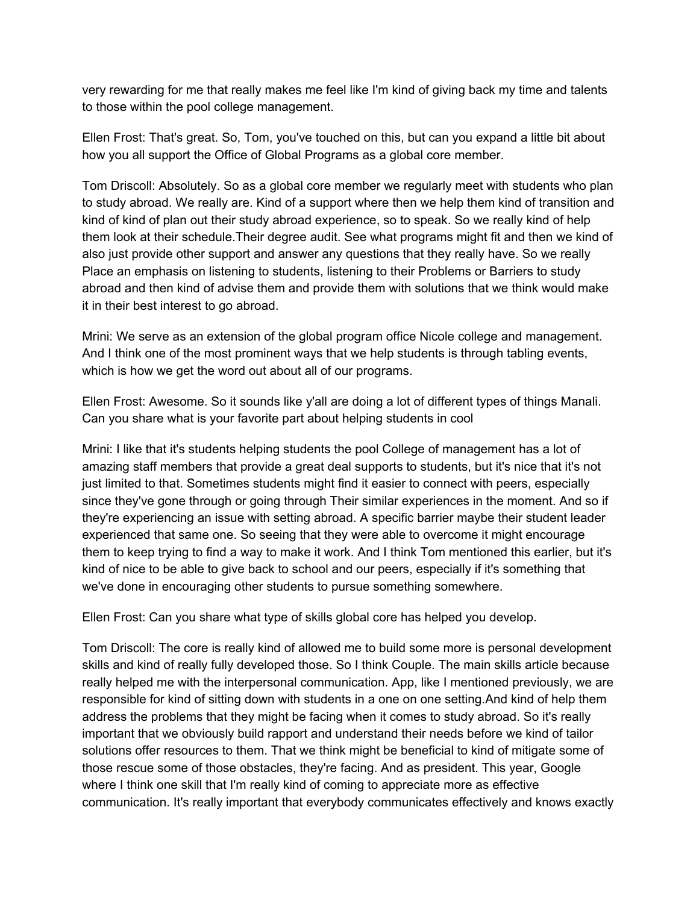very rewarding for me that really makes me feel like I'm kind of giving back my time and talents to those within the pool college management.

Ellen Frost: That's great. So, Tom, you've touched on this, but can you expand a little bit about how you all support the Office of Global Programs as a global core member.

Tom Driscoll: Absolutely. So as a global core member we regularly meet with students who plan to study abroad. We really are. Kind of a support where then we help them kind of transition and kind of kind of plan out their study abroad experience, so to speak. So we really kind of help them look at their schedule.Their degree audit. See what programs might fit and then we kind of also just provide other support and answer any questions that they really have. So we really Place an emphasis on listening to students, listening to their Problems or Barriers to study abroad and then kind of advise them and provide them with solutions that we think would make it in their best interest to go abroad.

Mrini: We serve as an extension of the global program office Nicole college and management. And I think one of the most prominent ways that we help students is through tabling events, which is how we get the word out about all of our programs.

Ellen Frost: Awesome. So it sounds like y'all are doing a lot of different types of things Manali. Can you share what is your favorite part about helping students in cool

Mrini: I like that it's students helping students the pool College of management has a lot of amazing staff members that provide a great deal supports to students, but it's nice that it's not just limited to that. Sometimes students might find it easier to connect with peers, especially since they've gone through or going through Their similar experiences in the moment. And so if they're experiencing an issue with setting abroad. A specific barrier maybe their student leader experienced that same one. So seeing that they were able to overcome it might encourage them to keep trying to find a way to make it work. And I think Tom mentioned this earlier, but it's kind of nice to be able to give back to school and our peers, especially if it's something that we've done in encouraging other students to pursue something somewhere.

Ellen Frost: Can you share what type of skills global core has helped you develop.

Tom Driscoll: The core is really kind of allowed me to build some more is personal development skills and kind of really fully developed those. So I think Couple. The main skills article because really helped me with the interpersonal communication. App, like I mentioned previously, we are responsible for kind of sitting down with students in a one on one setting.And kind of help them address the problems that they might be facing when it comes to study abroad. So it's really important that we obviously build rapport and understand their needs before we kind of tailor solutions offer resources to them. That we think might be beneficial to kind of mitigate some of those rescue some of those obstacles, they're facing. And as president. This year, Google where I think one skill that I'm really kind of coming to appreciate more as effective communication. It's really important that everybody communicates effectively and knows exactly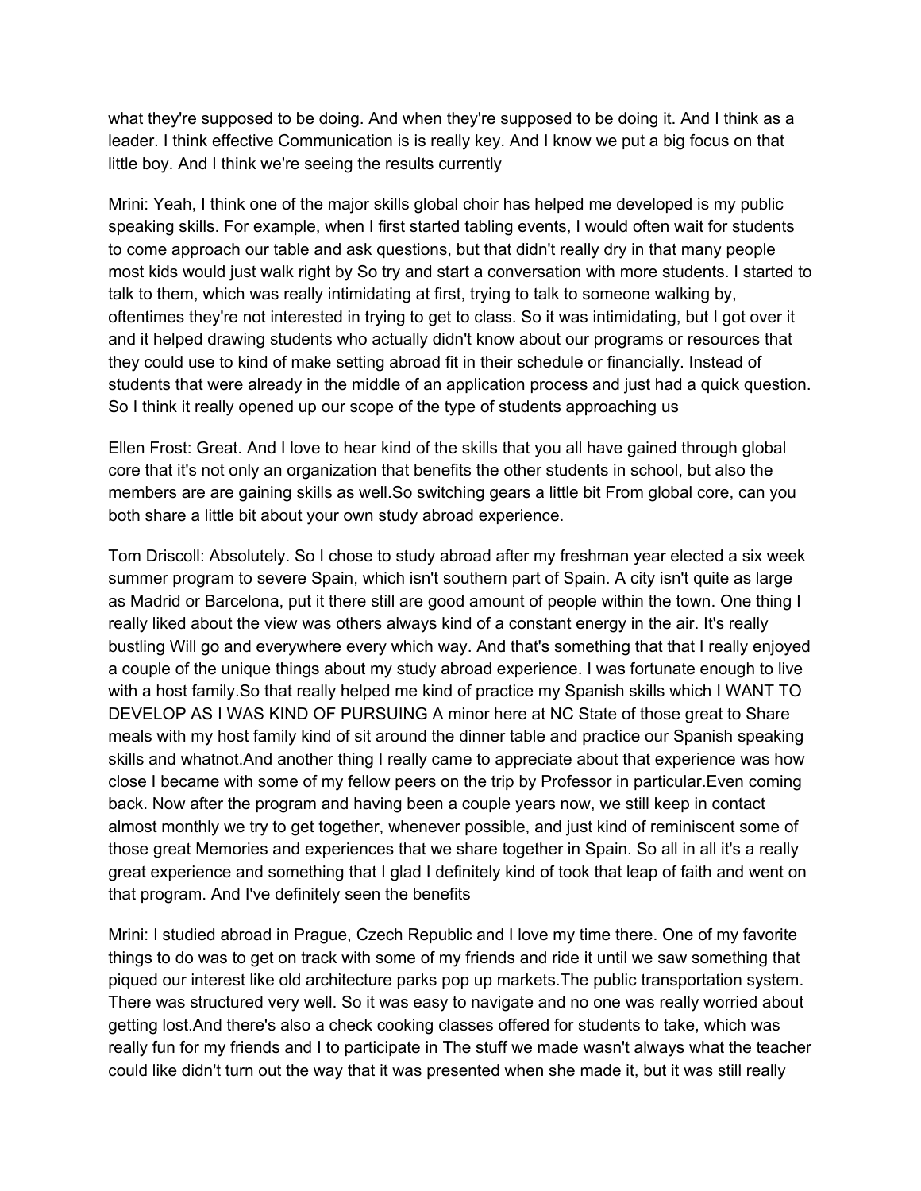what they're supposed to be doing. And when they're supposed to be doing it. And I think as a leader. I think effective Communication is is really key. And I know we put a big focus on that little boy. And I think we're seeing the results currently

Mrini: Yeah, I think one of the major skills global choir has helped me developed is my public speaking skills. For example, when I first started tabling events, I would often wait for students to come approach our table and ask questions, but that didn't really dry in that many people most kids would just walk right by So try and start a conversation with more students. I started to talk to them, which was really intimidating at first, trying to talk to someone walking by, oftentimes they're not interested in trying to get to class. So it was intimidating, but I got over it and it helped drawing students who actually didn't know about our programs or resources that they could use to kind of make setting abroad fit in their schedule or financially. Instead of students that were already in the middle of an application process and just had a quick question. So I think it really opened up our scope of the type of students approaching us

Ellen Frost: Great. And I love to hear kind of the skills that you all have gained through global core that it's not only an organization that benefits the other students in school, but also the members are are gaining skills as well.So switching gears a little bit From global core, can you both share a little bit about your own study abroad experience.

Tom Driscoll: Absolutely. So I chose to study abroad after my freshman year elected a six week summer program to severe Spain, which isn't southern part of Spain. A city isn't quite as large as Madrid or Barcelona, put it there still are good amount of people within the town. One thing I really liked about the view was others always kind of a constant energy in the air. It's really bustling Will go and everywhere every which way. And that's something that that I really enjoyed a couple of the unique things about my study abroad experience. I was fortunate enough to live with a host family.So that really helped me kind of practice my Spanish skills which I WANT TO DEVELOP AS I WAS KIND OF PURSUING A minor here at NC State of those great to Share meals with my host family kind of sit around the dinner table and practice our Spanish speaking skills and whatnot.And another thing I really came to appreciate about that experience was how close I became with some of my fellow peers on the trip by Professor in particular.Even coming back. Now after the program and having been a couple years now, we still keep in contact almost monthly we try to get together, whenever possible, and just kind of reminiscent some of those great Memories and experiences that we share together in Spain. So all in all it's a really great experience and something that I glad I definitely kind of took that leap of faith and went on that program. And I've definitely seen the benefits

Mrini: I studied abroad in Prague, Czech Republic and I love my time there. One of my favorite things to do was to get on track with some of my friends and ride it until we saw something that piqued our interest like old architecture parks pop up markets.The public transportation system. There was structured very well. So it was easy to navigate and no one was really worried about getting lost.And there's also a check cooking classes offered for students to take, which was really fun for my friends and I to participate in The stuff we made wasn't always what the teacher could like didn't turn out the way that it was presented when she made it, but it was still really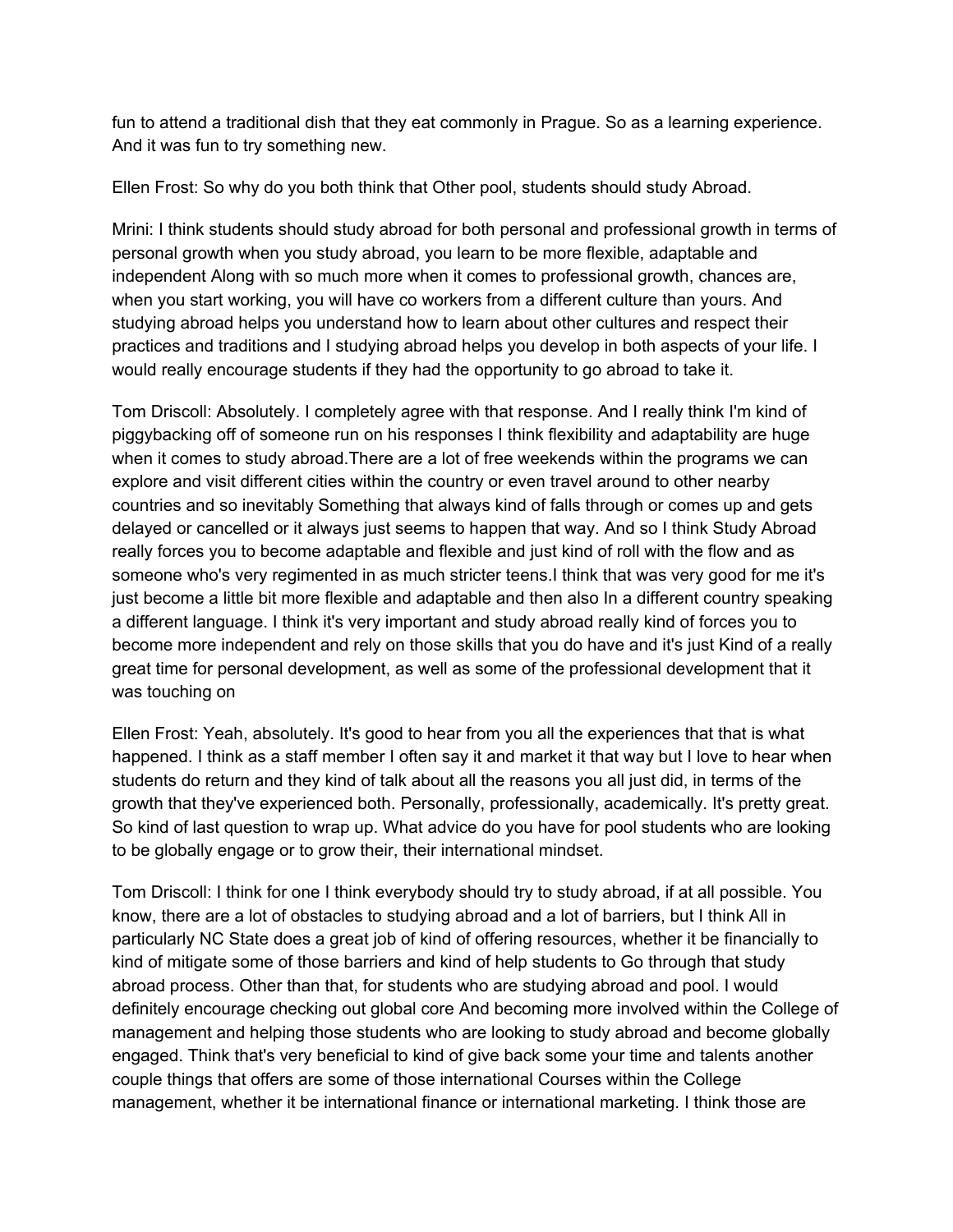fun to attend a traditional dish that they eat commonly in Prague. So as a learning experience. And it was fun to try something new.

Ellen Frost: So why do you both think that Other pool, students should study Abroad.

Mrini: I think students should study abroad for both personal and professional growth in terms of personal growth when you study abroad, you learn to be more flexible, adaptable and independent Along with so much more when it comes to professional growth, chances are, when you start working, you will have co workers from a different culture than yours. And studying abroad helps you understand how to learn about other cultures and respect their practices and traditions and I studying abroad helps you develop in both aspects of your life. I would really encourage students if they had the opportunity to go abroad to take it.

Tom Driscoll: Absolutely. I completely agree with that response. And I really think I'm kind of piggybacking off of someone run on his responses I think flexibility and adaptability are huge when it comes to study abroad.There are a lot of free weekends within the programs we can explore and visit different cities within the country or even travel around to other nearby countries and so inevitably Something that always kind of falls through or comes up and gets delayed or cancelled or it always just seems to happen that way. And so I think Study Abroad really forces you to become adaptable and flexible and just kind of roll with the flow and as someone who's very regimented in as much stricter teens.I think that was very good for me it's just become a little bit more flexible and adaptable and then also In a different country speaking a different language. I think it's very important and study abroad really kind of forces you to become more independent and rely on those skills that you do have and it's just Kind of a really great time for personal development, as well as some of the professional development that it was touching on

Ellen Frost: Yeah, absolutely. It's good to hear from you all the experiences that that is what happened. I think as a staff member I often say it and market it that way but I love to hear when students do return and they kind of talk about all the reasons you all just did, in terms of the growth that they've experienced both. Personally, professionally, academically. It's pretty great. So kind of last question to wrap up. What advice do you have for pool students who are looking to be globally engage or to grow their, their international mindset.

Tom Driscoll: I think for one I think everybody should try to study abroad, if at all possible. You know, there are a lot of obstacles to studying abroad and a lot of barriers, but I think All in particularly NC State does a great job of kind of offering resources, whether it be financially to kind of mitigate some of those barriers and kind of help students to Go through that study abroad process. Other than that, for students who are studying abroad and pool. I would definitely encourage checking out global core And becoming more involved within the College of management and helping those students who are looking to study abroad and become globally engaged. Think that's very beneficial to kind of give back some your time and talents another couple things that offers are some of those international Courses within the College management, whether it be international finance or international marketing. I think those are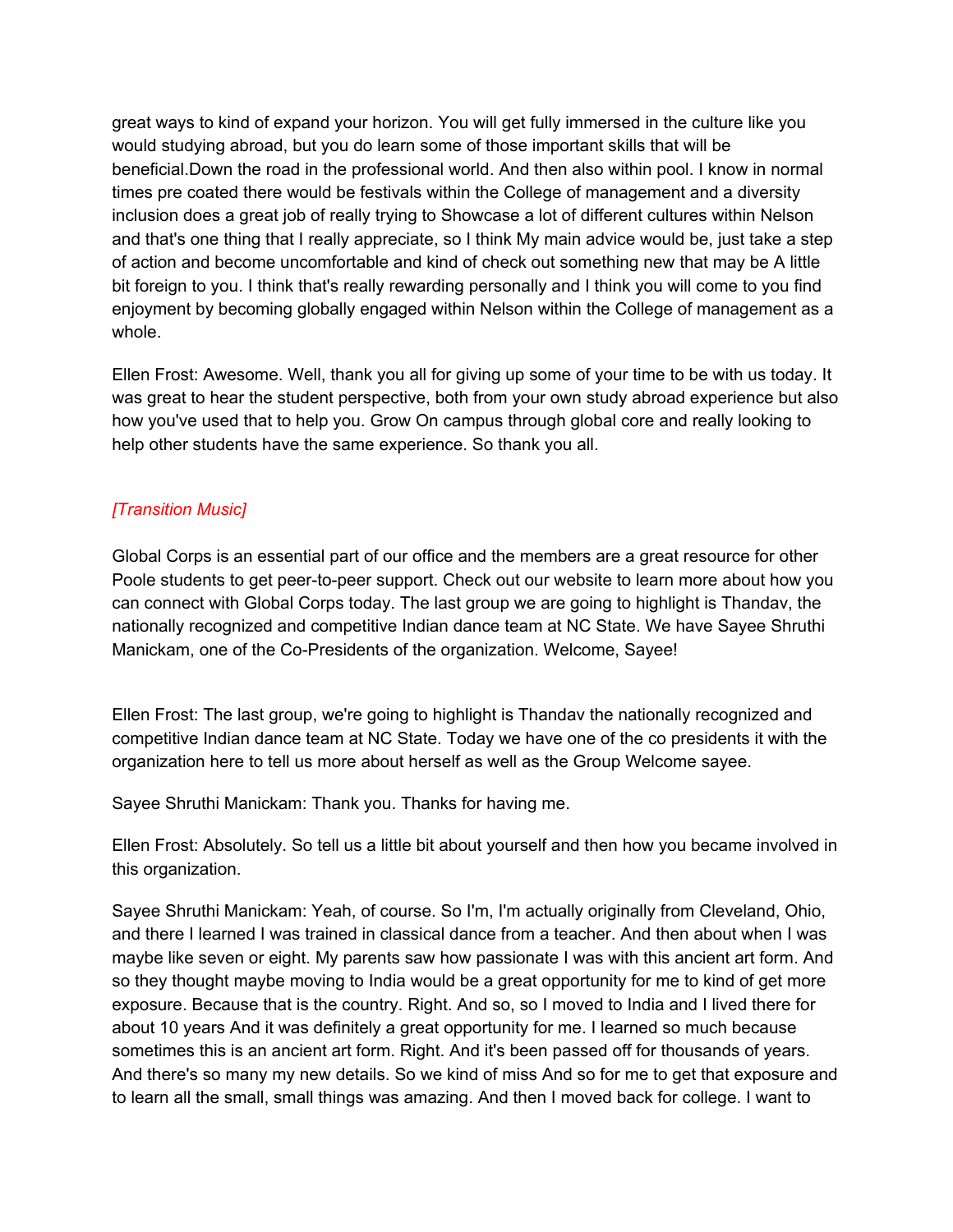great ways to kind of expand your horizon. You will get fully immersed in the culture like you would studying abroad, but you do learn some of those important skills that will be beneficial.Down the road in the professional world. And then also within pool. I know in normal times pre coated there would be festivals within the College of management and a diversity inclusion does a great job of really trying to Showcase a lot of different cultures within Nelson and that's one thing that I really appreciate, so I think My main advice would be, just take a step of action and become uncomfortable and kind of check out something new that may be A little bit foreign to you. I think that's really rewarding personally and I think you will come to you find enjoyment by becoming globally engaged within Nelson within the College of management as a whole.

Ellen Frost: Awesome. Well, thank you all for giving up some of your time to be with us today. It was great to hear the student perspective, both from your own study abroad experience but also how you've used that to help you. Grow On campus through global core and really looking to help other students have the same experience. So thank you all.

*[Transition Music]*

Global Corps is an essential part of our office and the members are a great resource for other Poole students to get peer-to-peer support. Check out our website to learn more about how you can connect with Global Corps today. The last group we are going to highlight is Thandav, the nationally recognized and competitive Indian dance team at NC State. We have Sayee Shruthi Manickam, one of the Co-Presidents of the organization. Welcome, Sayee!

Ellen Frost: The last group, we're going to highlight is Thandav the nationally recognized and competitive Indian dance team at NC State. Today we have one of the co presidents it with the organization here to tell us more about herself as well as the Group Welcome sayee.

Sayee Shruthi Manickam: Thank you. Thanks for having me.

Ellen Frost: Absolutely. So tell us a little bit about yourself and then how you became involved in this organization.

Sayee Shruthi Manickam: Yeah, of course. So I'm, I'm actually originally from Cleveland, Ohio, and there I learned I was trained in classical dance from a teacher. And then about when I was maybe like seven or eight. My parents saw how passionate I was with this ancient art form. And so they thought maybe moving to India would be a great opportunity for me to kind of get more exposure. Because that is the country. Right. And so, so I moved to India and I lived there for about 10 years And it was definitely a great opportunity for me. I learned so much because sometimes this is an ancient art form. Right. And it's been passed off for thousands of years. And there's so many my new details. So we kind of miss And so for me to get that exposure and to learn all the small, small things was amazing. And then I moved back for college. I want to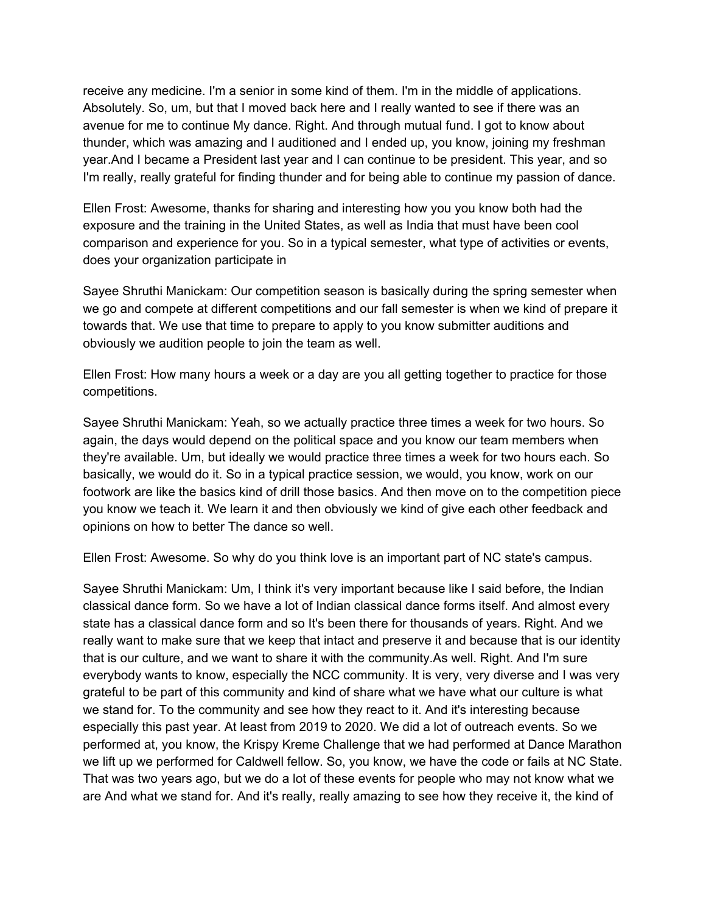receive any medicine. I'm a senior in some kind of them. I'm in the middle of applications. Absolutely. So, um, but that I moved back here and I really wanted to see if there was an avenue for me to continue My dance. Right. And through mutual fund. I got to know about thunder, which was amazing and I auditioned and I ended up, you know, joining my freshman year.And I became a President last year and I can continue to be president. This year, and so I'm really, really grateful for finding thunder and for being able to continue my passion of dance.

Ellen Frost: Awesome, thanks for sharing and interesting how you you know both had the exposure and the training in the United States, as well as India that must have been cool comparison and experience for you. So in a typical semester, what type of activities or events, does your organization participate in

Sayee Shruthi Manickam: Our competition season is basically during the spring semester when we go and compete at different competitions and our fall semester is when we kind of prepare it towards that. We use that time to prepare to apply to you know submitter auditions and obviously we audition people to join the team as well.

Ellen Frost: How many hours a week or a day are you all getting together to practice for those competitions.

Sayee Shruthi Manickam: Yeah, so we actually practice three times a week for two hours. So again, the days would depend on the political space and you know our team members when they're available. Um, but ideally we would practice three times a week for two hours each. So basically, we would do it. So in a typical practice session, we would, you know, work on our footwork are like the basics kind of drill those basics. And then move on to the competition piece you know we teach it. We learn it and then obviously we kind of give each other feedback and opinions on how to better The dance so well.

Ellen Frost: Awesome. So why do you think love is an important part of NC state's campus.

Sayee Shruthi Manickam: Um, I think it's very important because like I said before, the Indian classical dance form. So we have a lot of Indian classical dance forms itself. And almost every state has a classical dance form and so It's been there for thousands of years. Right. And we really want to make sure that we keep that intact and preserve it and because that is our identity that is our culture, and we want to share it with the community.As well. Right. And I'm sure everybody wants to know, especially the NCC community. It is very, very diverse and I was very grateful to be part of this community and kind of share what we have what our culture is what we stand for. To the community and see how they react to it. And it's interesting because especially this past year. At least from 2019 to 2020. We did a lot of outreach events. So we performed at, you know, the Krispy Kreme Challenge that we had performed at Dance Marathon we lift up we performed for Caldwell fellow. So, you know, we have the code or fails at NC State. That was two years ago, but we do a lot of these events for people who may not know what we are And what we stand for. And it's really, really amazing to see how they receive it, the kind of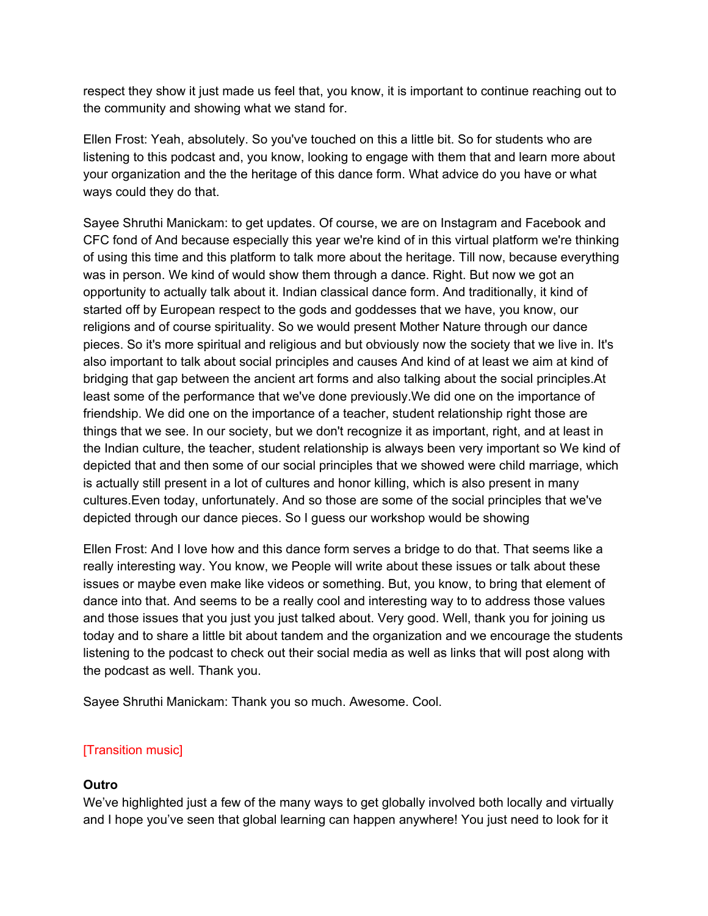respect they show it just made us feel that, you know, it is important to continue reaching out to the community and showing what we stand for.

Ellen Frost: Yeah, absolutely. So you've touched on this a little bit. So for students who are listening to this podcast and, you know, looking to engage with them that and learn more about your organization and the the heritage of this dance form. What advice do you have or what ways could they do that.

Sayee Shruthi Manickam: to get updates. Of course, we are on Instagram and Facebook and CFC fond of And because especially this year we're kind of in this virtual platform we're thinking of using this time and this platform to talk more about the heritage. Till now, because everything was in person. We kind of would show them through a dance. Right. But now we got an opportunity to actually talk about it. Indian classical dance form. And traditionally, it kind of started off by European respect to the gods and goddesses that we have, you know, our religions and of course spirituality. So we would present Mother Nature through our dance pieces. So it's more spiritual and religious and but obviously now the society that we live in. It's also important to talk about social principles and causes And kind of at least we aim at kind of bridging that gap between the ancient art forms and also talking about the social principles.At least some of the performance that we've done previously.We did one on the importance of friendship. We did one on the importance of a teacher, student relationship right those are things that we see. In our society, but we don't recognize it as important, right, and at least in the Indian culture, the teacher, student relationship is always been very important so We kind of depicted that and then some of our social principles that we showed were child marriage, which is actually still present in a lot of cultures and honor killing, which is also present in many cultures.Even today, unfortunately. And so those are some of the social principles that we've depicted through our dance pieces. So I guess our workshop would be showing

Ellen Frost: And I love how and this dance form serves a bridge to do that. That seems like a really interesting way. You know, we People will write about these issues or talk about these issues or maybe even make like videos or something. But, you know, to bring that element of dance into that. And seems to be a really cool and interesting way to to address those values and those issues that you just you just talked about. Very good. Well, thank you for joining us today and to share a little bit about tandem and the organization and we encourage the students listening to the podcast to check out their social media as well as links that will post along with the podcast as well. Thank you.

Sayee Shruthi Manickam: Thank you so much. Awesome. Cool.

[Transition music]

**Outro**

We've highlighted just a few of the many ways to get globally involved both locally and virtually and I hope you've seen that global learning can happen anywhere! You just need to look for it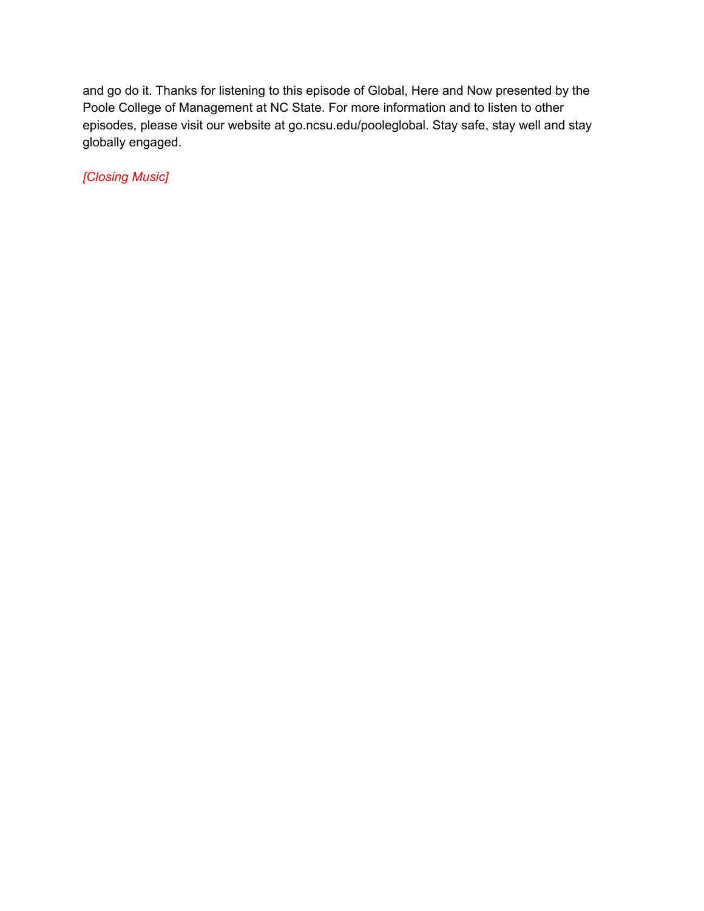and go do it. Thanks for listening to this episode of Global, Here and Now presented by the Poole College of Management at NC State. For more information and to listen to other episodes, please visit our website at go.ncsu.edu/pooleglobal. Stay safe, stay well and stay globally engaged.

*[Closing Music]*